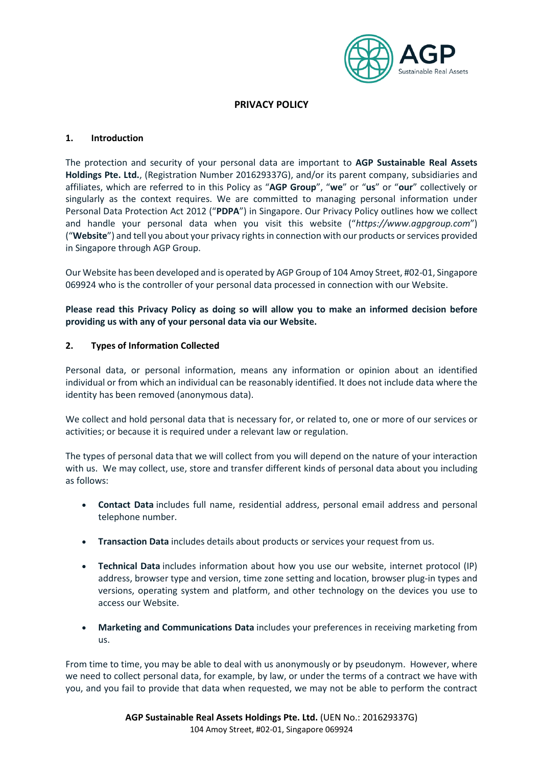# PRIVACY POLICY

## 1. Introduction

The protection and security of your personal data are important to **AGP Sustainable Real Assets Holdings Pte. Ltd.**, (Registration Number 201629337G), and/or its parent company, subsidiaries and affiliates, which are referred to in this Policy as "**AGP Group**", "**we**" or "**us**" or "**our**" collectively or singularly as the context requires. We are committed to managing personal information under Personal Data Protection Act 2012 ("**PDPA**") in Singapore. Our Privacy Policy outlines how we collect and handle your personal data when you visit this website ("*https://www.agpgroup.com*") ("**Website**") and tell you about your privacy rights in connection with our products or services provided in Singapore through AGP Group.

Our Website has been developed and is operated by AGP Group of 104 Amoy Street, #02-01, Singapore 069924 who is the controller of your personal data processed in connection with our Website.

**Please read this Privacy Policy as doing so will allow you to make an informed decision before providing us with any of your personal data via our Website.**

## 2. Types of Information Collected

Personal data, or personal information, means any information or opinion about an identified individual or from which an individual can be reasonably identified. It does not include data where the identity has been removed (anonymous data).

We collect and hold personal data that is necessary for, or related to, one or more of our services or activities; or because it is required under a relevant law or regulation.

The types of personal data that we will collect from you will depend on the nature of your interaction with us. We may collect, use, store and transfer different kinds of personal data about you including as follows:

- **Contact Data** includes full name, residential address, personal email address and personal telephone number.
- **Transaction Data** includes details about products or services your request from us.
- **Technical Data** includes information about how you use our website, internet protocol (IP) address, browser type and version, time zone setting and location, browser plug-in types and versions, operating system and platform, and other technology on the devices you use to access our Website.
- **Marketing and Communications Data** includes your preferences in receiving marketing from us.

From time to time, you may be able to deal with us anonymously or by pseudonym. However, where we need to collect personal data, for example, by law, or under the terms of a contract we have with you, and you fail to provide that data when requested, we may not be able to perform the contract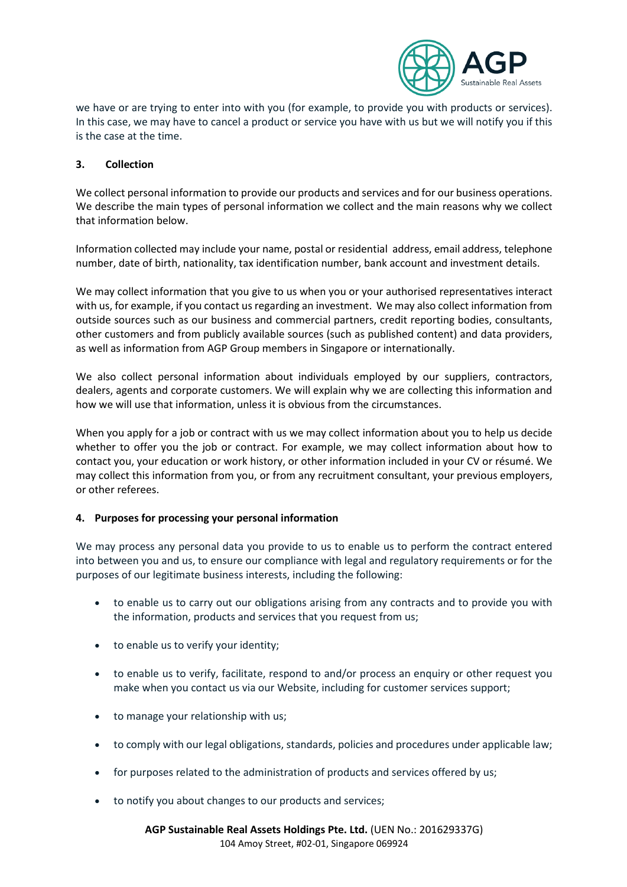we have or are trying to enter into with you (for example, to provide you with products or services). In this case, we may have to cancel a product or service you have with us but we will notify you if this is the case at the time.

## 3. Collection

We collect personal information to provide our products and services and for our business operations. We describe the main types of personal information we collect and the main reasons why we collect that information below.

Information collected may include your name, postal or residential address, email address, telephone number, date of birth, nationality, tax identification number, bank account and investment details.

We may collect information that you give to us when you or your authorised representatives interact with us, for example, if you contact us regarding an investment. We may also collect information from outside sources such as our business and commercial partners, credit reporting bodies, consultants, other customers and from publicly available sources (such as published content) and data providers, as well as information from AGP Group members in Singapore or internationally.

We also collect personal information about individuals employed by our suppliers, contractors, dealers, agents and corporate customers. We will explain why we are collecting this information and how we will use that information, unless it is obvious from the circumstances.

When you apply for a job or contract with us we may collect information about you to help us decide whether to offer you the job or contract. For example, we may collect information about how to contact you, your education or work history, or other information included in your CV or résumé. We may collect this information from you, or from any recruitment consultant, your previous employers, or other referees.

## 4. Purposes for processing your personal information

We may process any personal data you provide to us to enable us to perform the contract entered into between you and us, to ensure our compliance with legal and regulatory requirements or for the purposes of our legitimate business interests, including the following:

- to enable us to carry out our obligations arising from any contracts and to provide you with the information, products and services that you request from us;
- to enable us to verify your identity;
- to enable us to verify, facilitate, respond to and/or process an enquiry or other request you make when you contact us via our Website, including for customer services support;
- to manage your relationship with us;
- to comply with our legal obligations, standards, policies and procedures under applicable law;
- for purposes related to the administration of products and services offered by us;
- to notify you about changes to our products and services;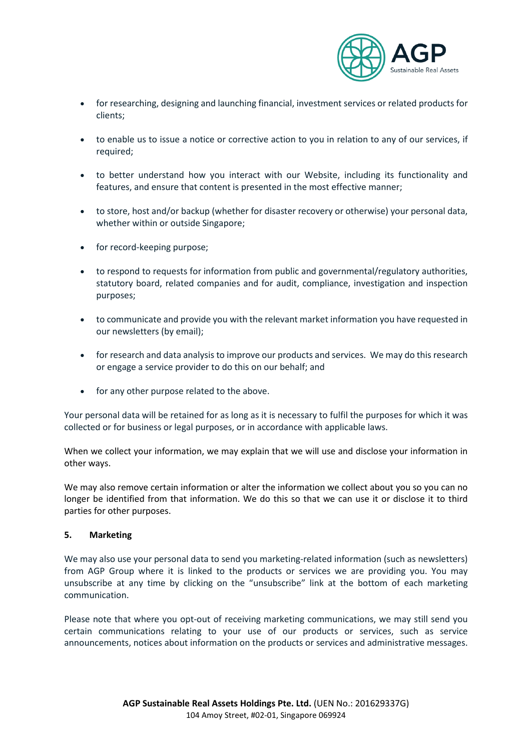- for researching, designing and launching financial, investment services or related products for clients;

- to enable us to issue a notice or corrective action to you in relation to any of our services, if required;

- to better understand how you interact with our Website, including its functionality and features, and ensure that content is presented in the most effective manner;

- to store, host and/or backup (whether for disaster recovery or otherwise) your personal data, whether within or outside Singapore;

- for record-keeping purpose;

- to respond to requests for information from public and governmental/regulatory authorities, statutory board, related companies and for audit, compliance, investigation and inspection purposes;

- to communicate and provide you with the relevant market information you have requested in our newsletters (by email);

- for research and data analysis to improve our products and services. We may do this research or engage a service provider to do this on our behalf; and

- for any other purpose related to the above.

Your personal data will be retained for as long as it is necessary to fulfil the purposes for which it was collected or for business or legal purposes, or in accordance with applicable laws.

When we collect your information, we may explain that we will use and disclose your information in other ways.

We may also remove certain information or alter the information we collect about you so you can no longer be identified from that information. We do this so that we can use it or disclose it to third parties for other purposes.

**5. Marketing**

We may also use your personal data to send you marketing-related information (such as newsletters) from AGP Group where it is linked to the products or services we are providing you. You may unsubscribe at any time by clicking on the "unsubscribe" link at the bottom of each marketing communication.

Please note that where you opt-out of receiving marketing communications, we may still send you certain communications relating to your use of our products or services, such as service announcements, notices about information on the products or services and administrative messages.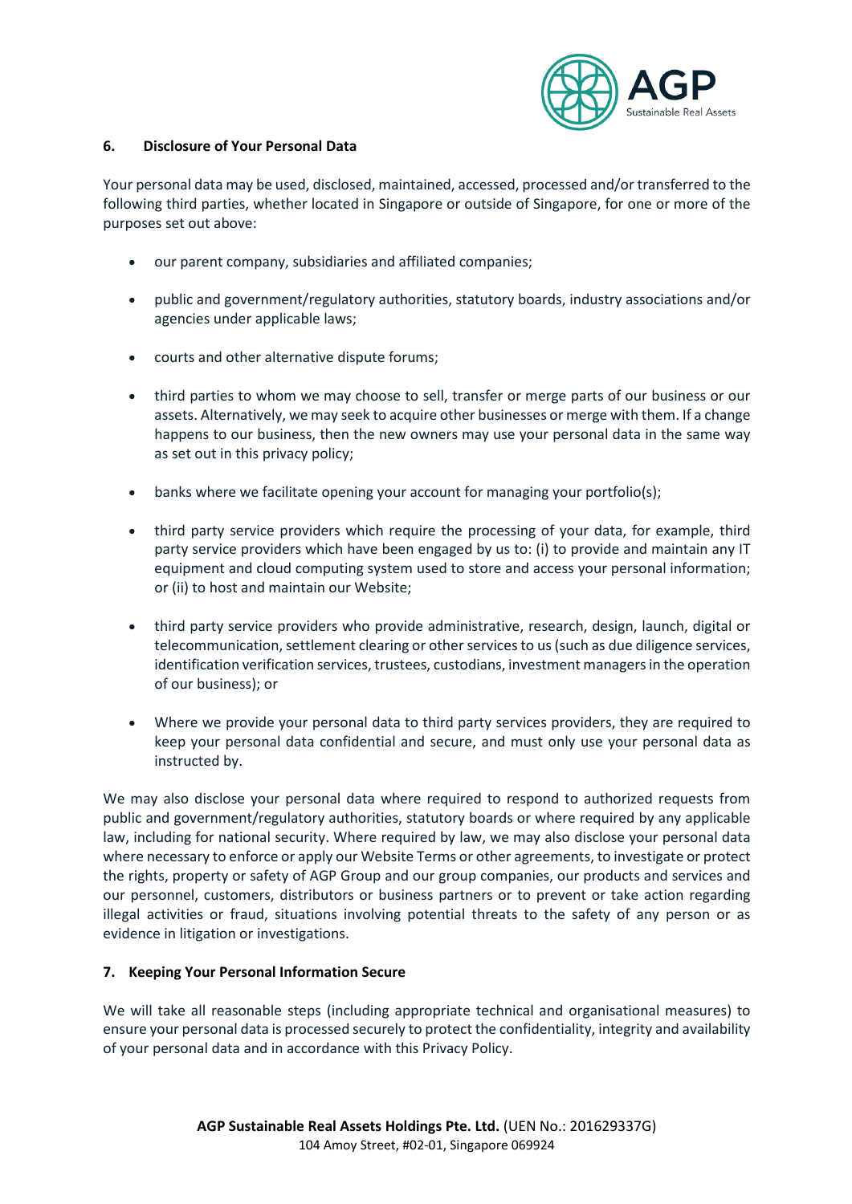## 6. Disclosure of Your Personal Data

Your personal data may be used, disclosed, maintained, accessed, processed and/or transferred to the following third parties, whether located in Singapore or outside of Singapore, for one or more of the purposes set out above:

- our parent company, subsidiaries and affiliated companies;
- public and government/regulatory authorities, statutory boards, industry associations and/or agencies under applicable laws;
- courts and other alternative dispute forums;
- third parties to whom we may choose to sell, transfer or merge parts of our business or our assets. Alternatively, we may seek to acquire other businesses or merge with them. If a change happens to our business, then the new owners may use your personal data in the same way as set out in this privacy policy;
- banks where we facilitate opening your account for managing your portfolio(s);
- third party service providers which require the processing of your data, for example, third party service providers which have been engaged by us to: (i) to provide and maintain any IT equipment and cloud computing system used to store and access your personal information; or (ii) to host and maintain our Website;
- third party service providers who provide administrative, research, design, launch, digital or telecommunication, settlement clearing or other services to us (such as due diligence services, identification verification services, trustees, custodians, investment managers in the operation of our business); or
- Where we provide your personal data to third party services providers, they are required to keep your personal data confidential and secure, and must only use your personal data as instructed by.

We may also disclose your personal data where required to respond to authorized requests from public and government/regulatory authorities, statutory boards or where required by any applicable law, including for national security. Where required by law, we may also disclose your personal data where necessary to enforce or apply our Website Terms or other agreements, to investigate or protect the rights, property or safety of AGP Group and our group companies, our products and services and our personnel, customers, distributors or business partners or to prevent or take action regarding illegal activities or fraud, situations involving potential threats to the safety of any person or as evidence in litigation or investigations.

## 7. Keeping Your Personal Information Secure

We will take all reasonable steps (including appropriate technical and organisational measures) to ensure your personal data is processed securely to protect the confidentiality, integrity and availability of your personal data and in accordance with this Privacy Policy.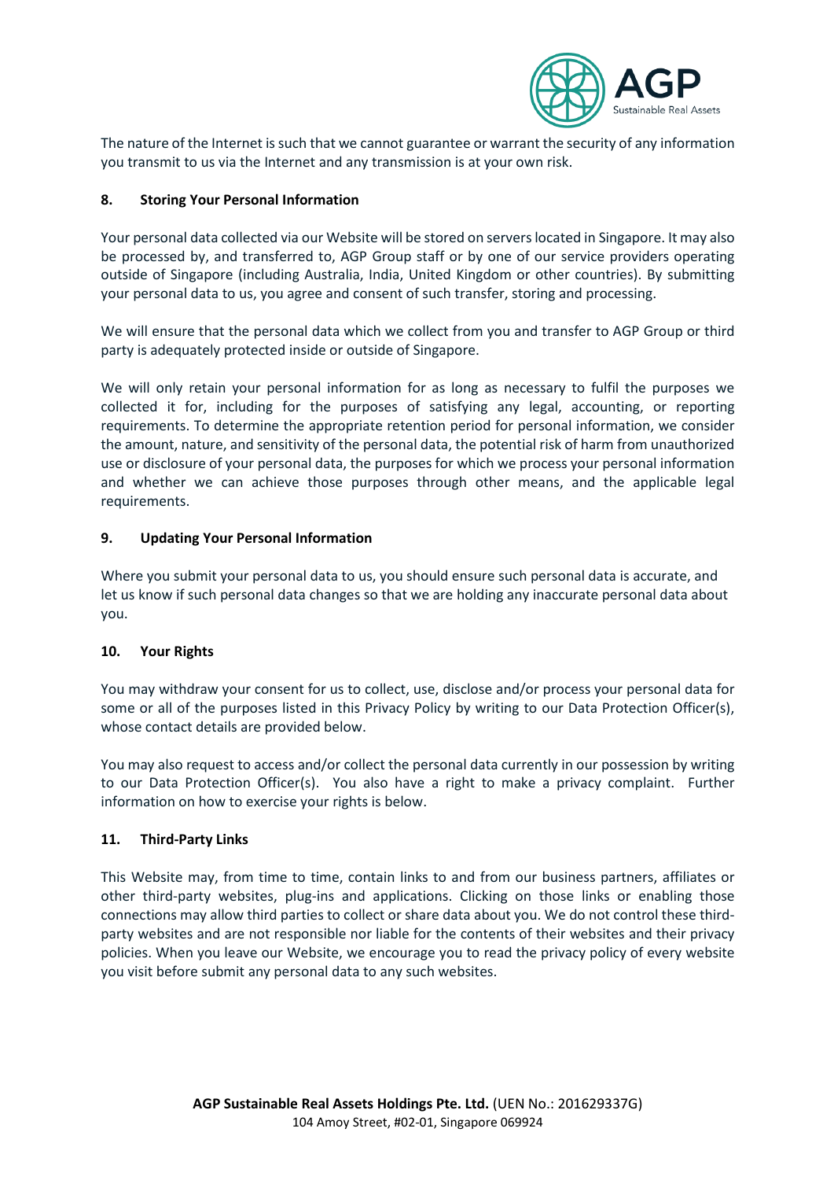The nature of the Internet is such that we cannot guarantee or warrant the security of any information you transmit to us via the Internet and any transmission is at your own risk.

## 8. Storing Your Personal Information

Your personal data collected via our Website will be stored on servers located in Singapore. It may also be processed by, and transferred to, AGP Group staff or by one of our service providers operating outside of Singapore (including Australia, India, United Kingdom or other countries). By submitting your personal data to us, you agree and consent of such transfer, storing and processing.

We will ensure that the personal data which we collect from you and transfer to AGP Group or third party is adequately protected inside or outside of Singapore.

We will only retain your personal information for as long as necessary to fulfil the purposes we collected it for, including for the purposes of satisfying any legal, accounting, or reporting requirements. To determine the appropriate retention period for personal information, we consider the amount, nature, and sensitivity of the personal data, the potential risk of harm from unauthorized use or disclosure of your personal data, the purposes for which we process your personal information and whether we can achieve those purposes through other means, and the applicable legal requirements.

## 9. Updating Your Personal Information

Where you submit your personal data to us, you should ensure such personal data is accurate, and let us know if such personal data changes so that we are holding any inaccurate personal data about you.

## 10. Your Rights

You may withdraw your consent for us to collect, use, disclose and/or process your personal data for some or all of the purposes listed in this Privacy Policy by writing to our Data Protection Officer(s), whose contact details are provided below.

You may also request to access and/or collect the personal data currently in our possession by writing to our Data Protection Officer(s). You also have a right to make a privacy complaint. Further information on how to exercise your rights is below.

## 11. Third-Party Links

This Website may, from time to time, contain links to and from our business partners, affiliates or other third-party websites, plug-ins and applications. Clicking on those links or enabling those connections may allow third parties to collect or share data about you. We do not control these third-party websites and are not responsible nor liable for the contents of their websites and their privacy policies. When you leave our Website, we encourage you to read the privacy policy of every website you visit before submit any personal data to any such websites.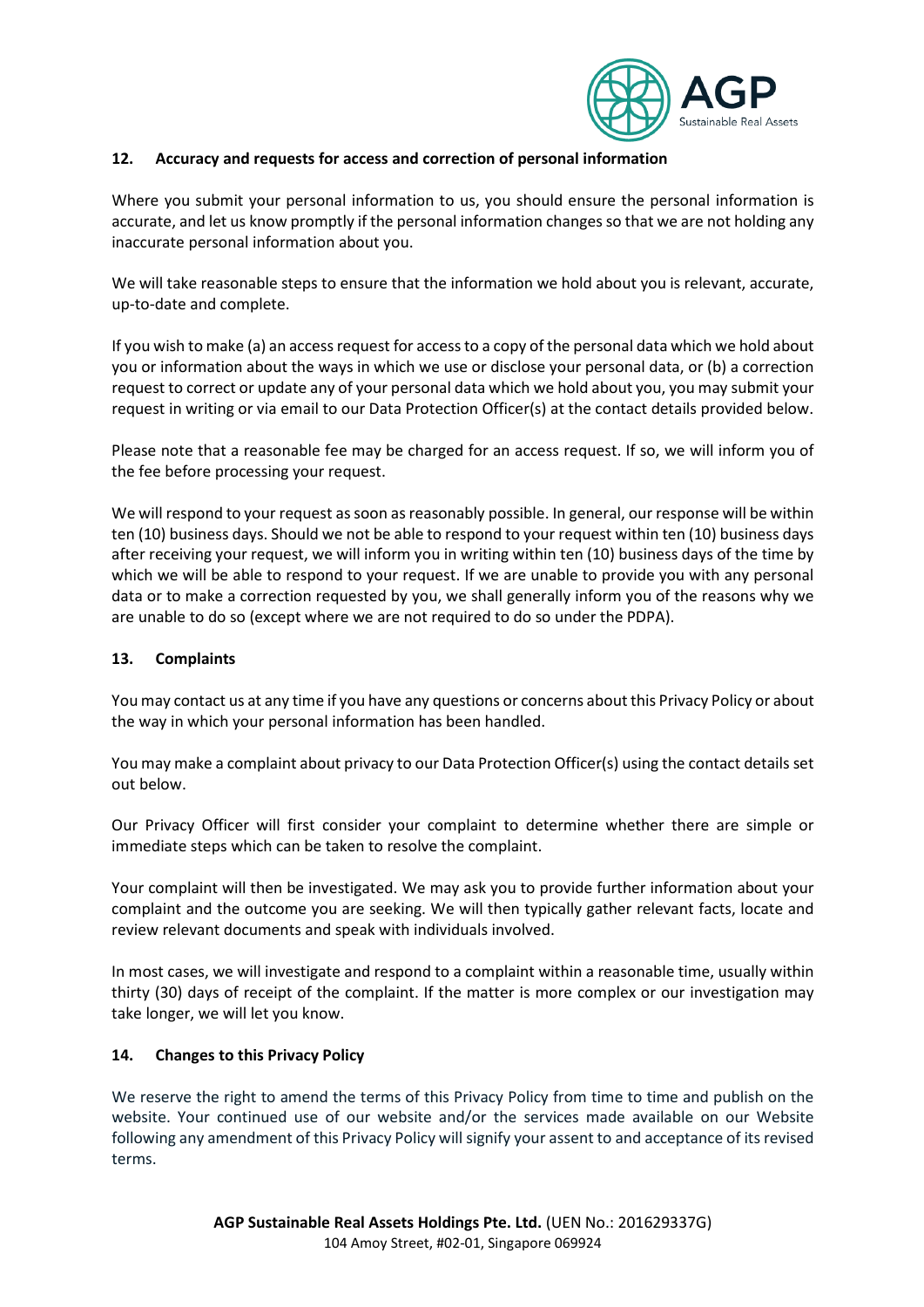## 12. Accuracy and requests for access and correction of personal information

Where you submit your personal information to us, you should ensure the personal information is accurate, and let us know promptly if the personal information changes so that we are not holding any inaccurate personal information about you.

We will take reasonable steps to ensure that the information we hold about you is relevant, accurate, up-to-date and complete.

If you wish to make (a) an access request for access to a copy of the personal data which we hold about you or information about the ways in which we use or disclose your personal data, or (b) a correction request to correct or update any of your personal data which we hold about you, you may submit your request in writing or via email to our Data Protection Officer(s) at the contact details provided below.

Please note that a reasonable fee may be charged for an access request. If so, we will inform you of the fee before processing your request.

We will respond to your request as soon as reasonably possible. In general, our response will be within ten (10) business days. Should we not be able to respond to your request within ten (10) business days after receiving your request, we will inform you in writing within ten (10) business days of the time by which we will be able to respond to your request. If we are unable to provide you with any personal data or to make a correction requested by you, we shall generally inform you of the reasons why we are unable to do so (except where we are not required to do so under the PDPA).

## 13. Complaints

You may contact us at any time if you have any questions or concerns about this Privacy Policy or about the way in which your personal information has been handled.

You may make a complaint about privacy to our Data Protection Officer(s) using the contact details set out below.

Our Privacy Officer will first consider your complaint to determine whether there are simple or immediate steps which can be taken to resolve the complaint.

Your complaint will then be investigated. We may ask you to provide further information about your complaint and the outcome you are seeking. We will then typically gather relevant facts, locate and review relevant documents and speak with individuals involved.

In most cases, we will investigate and respond to a complaint within a reasonable time, usually within thirty (30) days of receipt of the complaint. If the matter is more complex or our investigation may take longer, we will let you know.

## 14. Changes to this Privacy Policy

We reserve the right to amend the terms of this Privacy Policy from time to time and publish on the website. Your continued use of our website and/or the services made available on our Website following any amendment of this Privacy Policy will signify your assent to and acceptance of its revised terms.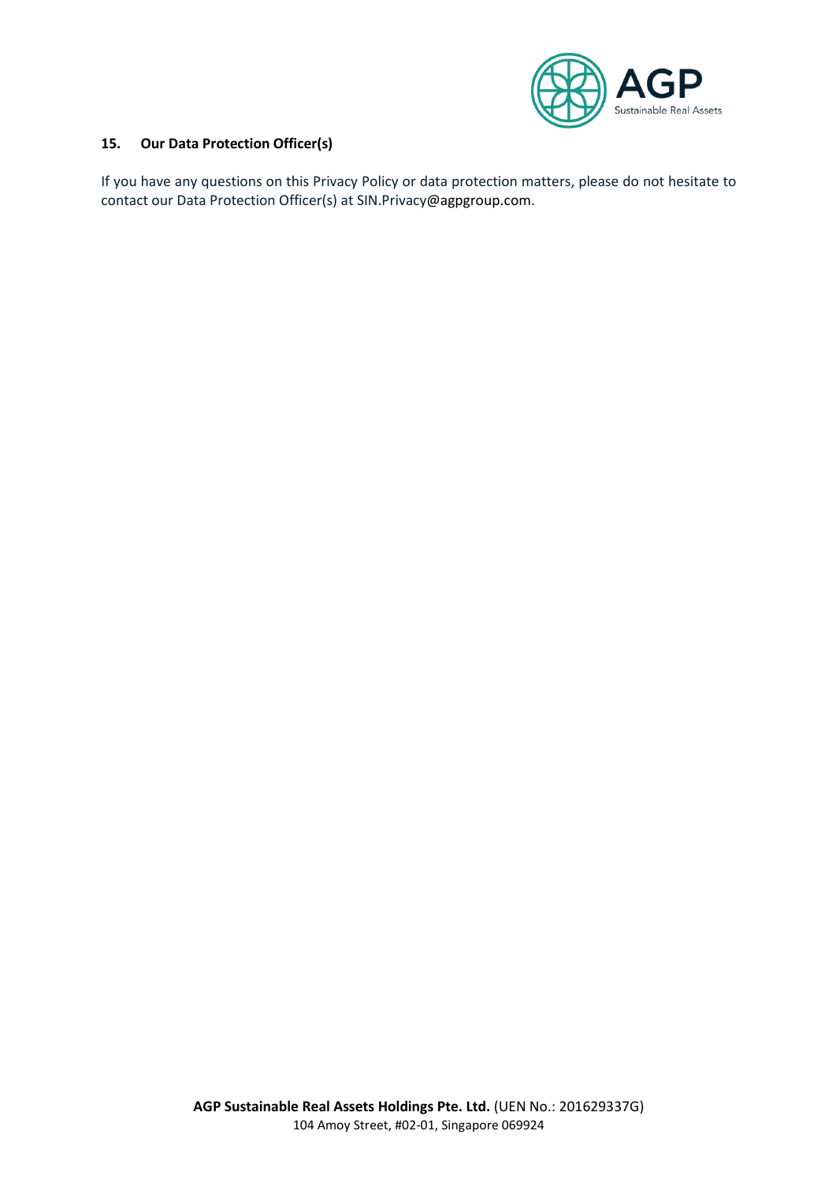## 15. Our Data Protection Officer(s)

If you have any questions on this Privacy Policy or data protection matters, please do not hesitate to contact our Data Protection Officer(s) at SIN.Privacy@agpgroup.com.